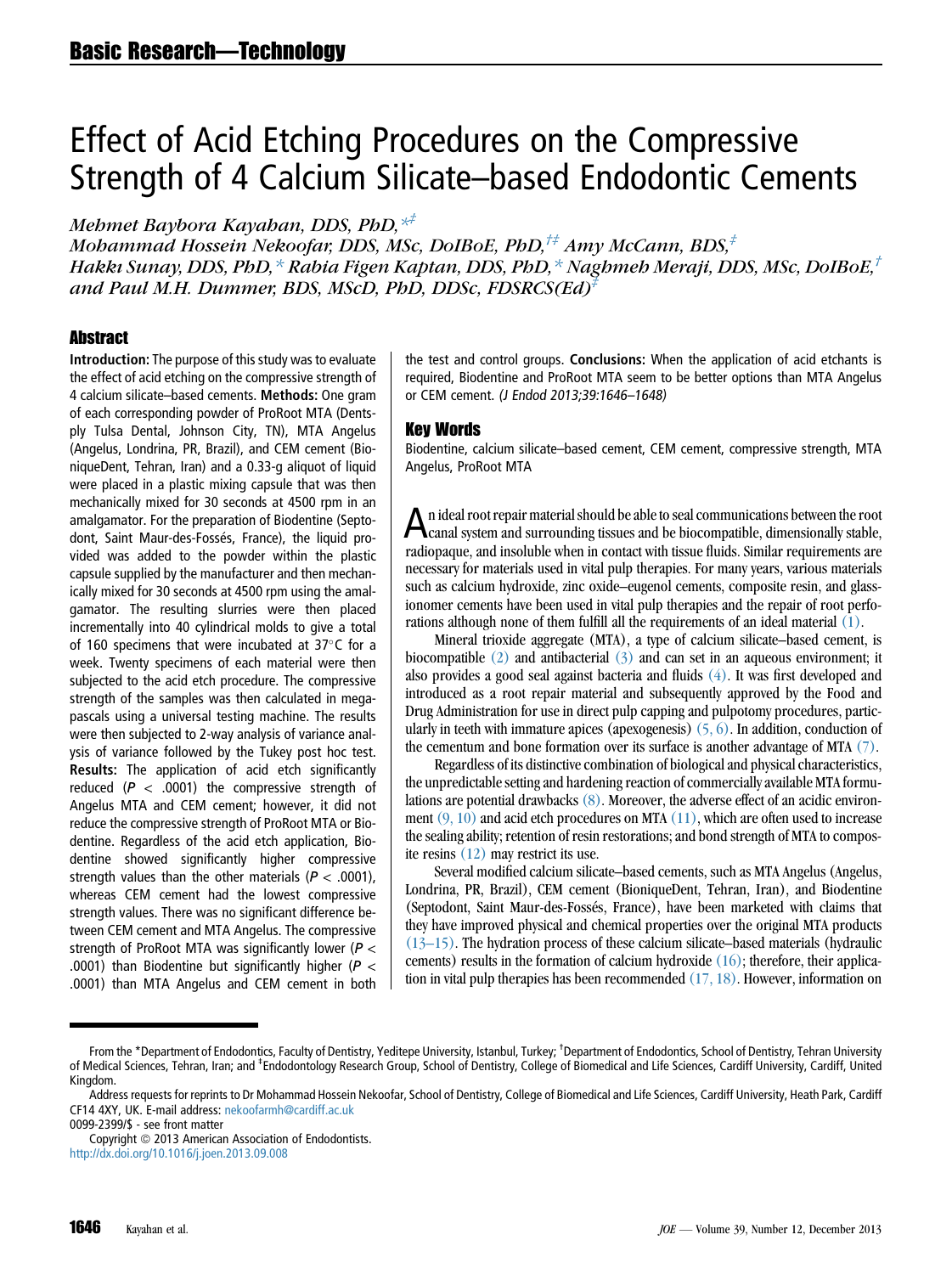Basic Research—Technology

# Effect of Acid Etching Procedures on the Compressive Strength of 4 Calcium Silicate–based Endodontic Cements

*Mehmet Baybora Kayahan, DDS, PhD,*[*‡] *Mohammad Hossein Nekoofar, DDS, MSc, DoIBoE, PhD,*[†‡] *Amy McCann, BDS,*[‡] *Hakkı Sunay, DDS, PhD,*[*] *Rabia Figen Kaptan, DDS, PhD,*[*] *Naghmeh Meraji, DDS, MSc, DoIBoE,*[†] *and Paul M.H. Dummer, BDS, MScD, PhD, DDSc, FDSRCS(Ed)*[‡]

## Abstract

**Introduction:** The purpose of this study was to evaluate the effect of acid etching on the compressive strength of 4 calcium silicate–based cements. **Methods:** One gram of each corresponding powder of ProRoot MTA (Dentsply Tulsa Dental, Johnson City, TN), MTA Angelus (Angelus, Londrina, PR, Brazil), and CEM cement (BioniqueDent, Tehran, Iran) and a 0.33-g aliquot of liquid were placed in a plastic mixing capsule that was then mechanically mixed for 30 seconds at 4500 rpm in an amalgamator. For the preparation of Biodentine (Septodont, Saint Maur-des-Fossés, France), the liquid provided was added to the powder within the plastic capsule supplied by the manufacturer and then mechanically mixed for 30 seconds at 4500 rpm using the amalgamator. The resulting slurries were then placed incrementally into 40 cylindrical molds to give a total of 160 specimens that were incubated at 37°C for a week. Twenty specimens of each material were then subjected to the acid etch procedure. The compressive strength of the samples was then calculated in megapascals using a universal testing machine. The results were then subjected to 2-way analysis of variance analysis of variance followed by the Tukey post hoc test. **Results:** The application of acid etch significantly reduced ($P < .0001$) the compressive strength of Angelus MTA and CEM cement; however, it did not reduce the compressive strength of ProRoot MTA or Biodentine. Regardless of the acid etch application, Biodentine showed significantly higher compressive strength values than the other materials ($P < .0001$), whereas CEM cement had the lowest compressive strength values. There was no significant difference between CEM cement and MTA Angelus. The compressive strength of ProRoot MTA was significantly lower ($P < .0001$) than Biodentine but significantly higher ($P < .0001$) than MTA Angelus and CEM cement in both the test and control groups. **Conclusions:** When the application of acid etchants is required, Biodentine and ProRoot MTA seem to be better options than MTA Angelus or CEM cement. *(J Endod 2013;39:1646–1648)*

## Key Words

Biodentine, calcium silicate–based cement, CEM cement, compressive strength, MTA Angelus, ProRoot MTA

An ideal root repair material should be able to seal communications between the root canal system and surrounding tissues and be biocompatible, dimensionally stable, radiopaque, and insoluble when in contact with tissue fluids. Similar requirements are necessary for materials used in vital pulp therapies. For many years, various materials such as calcium hydroxide, zinc oxide–eugenol cements, composite resin, and glass-ionomer cements have been used in vital pulp therapies and the repair of root perforations although none of them fulfill all the requirements of an ideal material (1).

Mineral trioxide aggregate (MTA), a type of calcium silicate–based cement, is biocompatible (2) and antibacterial (3) and can set in an aqueous environment; it also provides a good seal against bacteria and fluids (4). It was first developed and introduced as a root repair material and subsequently approved by the Food and Drug Administration for use in direct pulp capping and pulpotomy procedures, particularly in teeth with immature apices (apexogenesis) (5, 6). In addition, conduction of the cementum and bone formation over its surface is another advantage of MTA (7).

Regardless of its distinctive combination of biological and physical characteristics, the unpredictable setting and hardening reaction of commercially available MTA formulations are potential drawbacks (8). Moreover, the adverse effect of an acidic environment (9, 10) and acid etch procedures on MTA (11), which are often used to increase the sealing ability; retention of resin restorations; and bond strength of MTA to composite resins (12) may restrict its use.

Several modified calcium silicate–based cements, such as MTA Angelus (Angelus, Londrina, PR, Brazil), CEM cement (BioniqueDent, Tehran, Iran), and Biodentine (Septodont, Saint Maur-des-Fossés, France), have been marketed with claims that they have improved physical and chemical properties over the original MTA products (13–15). The hydration process of these calcium silicate–based materials (hydraulic cements) results in the formation of calcium hydroxide (16); therefore, their application in vital pulp therapies has been recommended (17, 18). However, information on

---

From the *Department of Endodontics, Faculty of Dentistry, Yeditepe University, Istanbul, Turkey; †Department of Endodontics, School of Dentistry, Tehran University of Medical Sciences, Tehran, Iran; and ‡Endodontology Research Group, School of Dentistry, College of Biomedical and Life Sciences, Cardiff University, Cardiff, United Kingdom.

Address requests for reprints to Dr Mohammad Hossein Nekoofar, School of Dentistry, College of Biomedical and Life Sciences, Cardiff University, Heath Park, Cardiff CF14 4XY, UK. E-mail address: nekoofarmh@cardiff.ac.uk

0099-2399/$ - see front matter

Copyright © 2013 American Association of Endodontists.

http://dx.doi.org/10.1016/j.joen.2013.09.008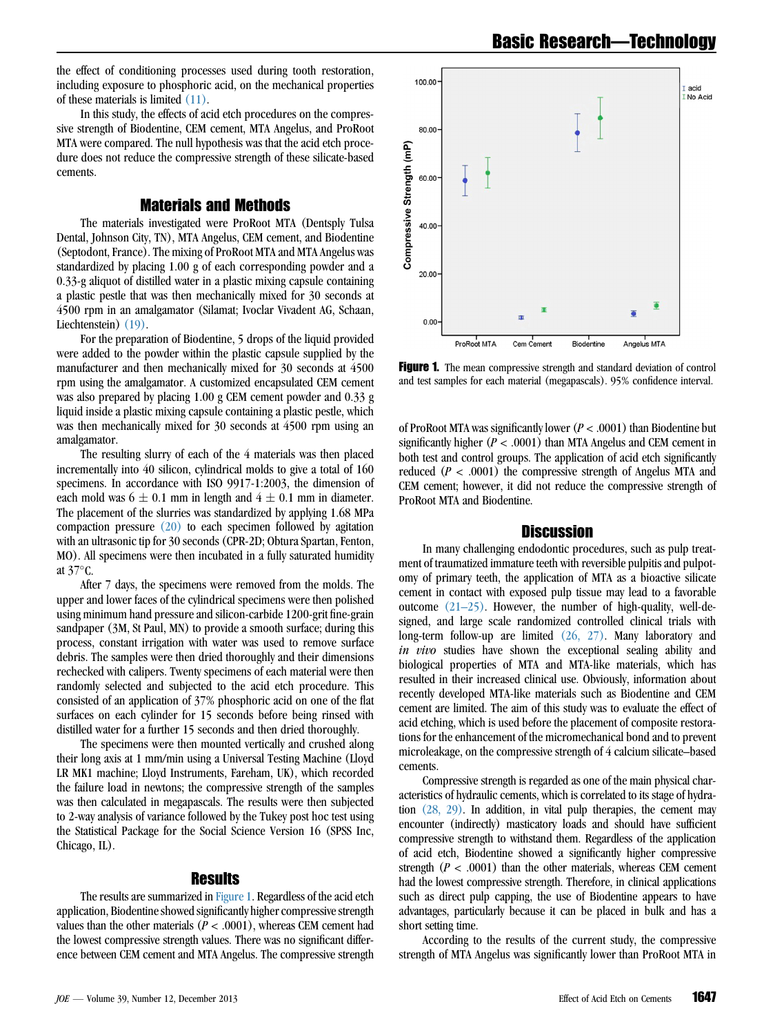the effect of conditioning processes used during tooth restoration, including exposure to phosphoric acid, on the mechanical properties of these materials is limited (11).

In this study, the effects of acid etch procedures on the compressive strength of Biodentine, CEM cement, MTA Angelus, and ProRoot MTA were compared. The null hypothesis was that the acid etch procedure does not reduce the compressive strength of these silicate-based cements.

## Materials and Methods

The materials investigated were ProRoot MTA (Dentsply Tulsa Dental, Johnson City, TN), MTA Angelus, CEM cement, and Biodentine (Septodont, France). The mixing of ProRoot MTA and MTA Angelus was standardized by placing 1.00 g of each corresponding powder and a 0.33-g aliquot of distilled water in a plastic mixing capsule containing a plastic pestle that was then mechanically mixed for 30 seconds at 4500 rpm in an amalgamator (Silamat; Ivoclar Vivadent AG, Schaan, Liechtenstein) (19).

For the preparation of Biodentine, 5 drops of the liquid provided were added to the powder within the plastic capsule supplied by the manufacturer and then mechanically mixed for 30 seconds at 4500 rpm using the amalgamator. A customized encapsulated CEM cement was also prepared by placing 1.00 g CEM cement powder and 0.33 g liquid inside a plastic mixing capsule containing a plastic pestle, which was then mechanically mixed for 30 seconds at 4500 rpm using an amalgamator.

The resulting slurry of each of the 4 materials was then placed incrementally into 40 silicon, cylindrical molds to give a total of 160 specimens. In accordance with ISO 9917-1:2003, the dimension of each mold was $6 \pm 0.1$ mm in length and $4 \pm 0.1$ mm in diameter. The placement of the slurries was standardized by applying 1.68 MPa compaction pressure (20) to each specimen followed by agitation with an ultrasonic tip for 30 seconds (CPR-2D; Obtura Spartan, Fenton, MO). All specimens were then incubated in a fully saturated humidity at 37°C.

After 7 days, the specimens were removed from the molds. The upper and lower faces of the cylindrical specimens were then polished using minimum hand pressure and silicon-carbide 1200-grit fine-grain sandpaper (3M, St Paul, MN) to provide a smooth surface; during this process, constant irrigation with water was used to remove surface debris. The samples were then dried thoroughly and their dimensions rechecked with calipers. Twenty specimens of each material were then randomly selected and subjected to the acid etch procedure. This consisted of an application of 37% phosphoric acid on one of the flat surfaces on each cylinder for 15 seconds before being rinsed with distilled water for a further 15 seconds and then dried thoroughly.

The specimens were then mounted vertically and crushed along their long axis at 1 mm/min using a Universal Testing Machine (Lloyd LR MK1 machine; Lloyd Instruments, Fareham, UK), which recorded the failure load in newtons; the compressive strength of the samples was then calculated in megapascals. The results were then subjected to 2-way analysis of variance followed by the Tukey post hoc test using the Statistical Package for the Social Science Version 16 (SPSS Inc, Chicago, IL).

## Results

The results are summarized in Figure 1. Regardless of the acid etch application, Biodentine showed significantly higher compressive strength values than the other materials ($P < .0001$), whereas CEM cement had the lowest compressive strength values. There was no significant difference between CEM cement and MTA Angelus. The compressive strength of ProRoot MTA was significantly lower ($P < .0001$) than Biodentine but significantly higher ($P < .0001$) than MTA Angelus and CEM cement in both test and control groups. The application of acid etch significantly reduced ($P < .0001$) the compressive strength of Angelus MTA and CEM cement; however, it did not reduce the compressive strength of ProRoot MTA and Biodentine.

**Figure 1.** The mean compressive strength and standard deviation of control and test samples for each material (megapascals). 95% confidence interval.

## Discussion

In many challenging endodontic procedures, such as pulp treatment of traumatized immature teeth with reversible pulpitis and pulpotomy of primary teeth, the application of MTA as a bioactive silicate cement in contact with exposed pulp tissue may lead to a favorable outcome (21–25). However, the number of high-quality, well-designed, and large scale randomized controlled clinical trials with long-term follow-up are limited (26, 27). Many laboratory and *in vivo* studies have shown the exceptional sealing ability and biological properties of MTA and MTA-like materials, which has resulted in their increased clinical use. Obviously, information about recently developed MTA-like materials such as Biodentine and CEM cement are limited. The aim of this study was to evaluate the effect of acid etching, which is used before the placement of composite restorations for the enhancement of the micromechanical bond and to prevent microleakage, on the compressive strength of 4 calcium silicate–based cements.

Compressive strength is regarded as one of the main physical characteristics of hydraulic cements, which is correlated to its stage of hydration (28, 29). In addition, in vital pulp therapies, the cement may encounter (indirectly) masticatory loads and should have sufficient compressive strength to withstand them. Regardless of the application of acid etch, Biodentine showed a significantly higher compressive strength ($P < .0001$) than the other materials, whereas CEM cement had the lowest compressive strength. Therefore, in clinical applications such as direct pulp capping, the use of Biodentine appears to have advantages, particularly because it can be placed in bulk and has a short setting time.

According to the results of the current study, the compressive strength of MTA Angelus was significantly lower than ProRoot MTA in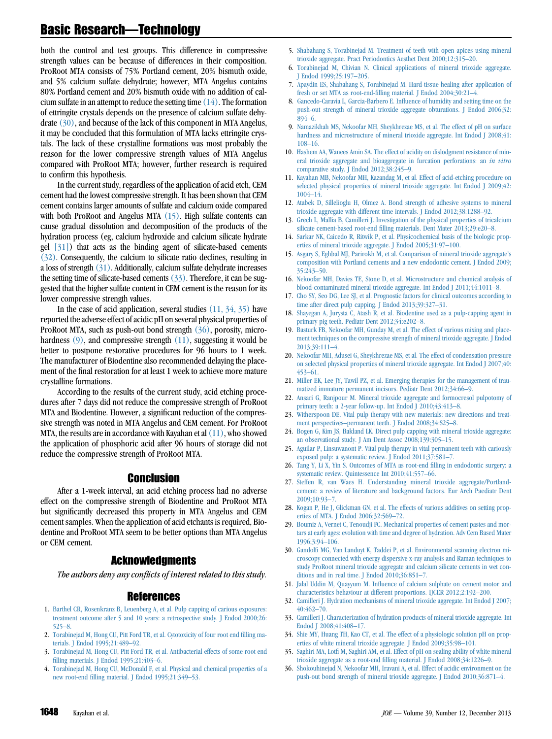both the control and test groups. This difference in compressive strength values can be because of differences in their composition. ProRoot MTA consists of 75% Portland cement, 20% bismuth oxide, and 5% calcium sulfate dehydrate; however, MTA Angelus contains 80% Portland cement and 20% bismuth oxide with no addition of calcium sulfate in an attempt to reduce the setting time (14). The formation of ettringite crystals depends on the presence of calcium sulfate dehydrate (30), and because of the lack of this component in MTA Angelus, it may be concluded that this formulation of MTA lacks ettringite crystals. The lack of these crystalline formations was most probably the reason for the lower compressive strength values of MTA Angelus compared with ProRoot MTA; however, further research is required to confirm this hypothesis.

In the current study, regardless of the application of acid etch, CEM cement had the lowest compressive strength. It has been shown that CEM cement contains larger amounts of sulfate and calcium oxide compared with both ProRoot and Angelus MTA (15). High sulfate contents can cause gradual dissolution and decomposition of the products of the hydration process (eg, calcium hydroxide and calcium silicate hydrate gel [31]) that acts as the binding agent of silicate-based cements (32). Consequently, the calcium to silicate ratio declines, resulting in a loss of strength (31). Additionally, calcium sulfate dehydrate increases the setting time of silicate-based cements (33). Therefore, it can be suggested that the higher sulfate content in CEM cement is the reason for its lower compressive strength values.

In the case of acid application, several studies (11, 34, 35) have reported the adverse effect of acidic pH on several physical properties of ProRoot MTA, such as push-out bond strength (36), porosity, microhardness (9), and compressive strength (11), suggesting it would be better to postpone restorative procedures for 96 hours to 1 week. The manufacturer of Biodentine also recommended delaying the placement of the final restoration for at least 1 week to achieve more mature crystalline formations.

According to the results of the current study, acid etching procedures after 7 days did not reduce the compressive strength of ProRoot MTA and Biodentine. However, a significant reduction of the compressive strength was noted in MTA Angelus and CEM cement. For ProRoot MTA, the results are in accordance with Kayahan et al (11), who showed the application of phosphoric acid after 96 hours of storage did not reduce the compressive strength of ProRoot MTA.

## Conclusion

After a 1-week interval, an acid etching process had no adverse effect on the compressive strength of Biodentine and ProRoot MTA but significantly decreased this property in MTA Angelus and CEM cement samples. When the application of acid etchants is required, Biodentine and ProRoot MTA seem to be better options than MTA Angelus or CEM cement.

## Acknowledgments

*The authors deny any conflicts of interest related to this study.*

## References

1. Barthel CR, Rosenkranz B, Leuenberg A, et al. Pulp capping of carious exposures: treatment outcome after 5 and 10 years: a retrospective study. J Endod 2000;26: 525–8.
2. Torabinejad M, Hong CU, Pitt Ford TR, et al. Cytotoxicity of four root end filling materials. J Endod 1995;21:489–92.
3. Torabinejad M, Hong CU, Pitt Ford TR, et al. Antibacterial effects of some root end filling materials. J Endod 1995;21:403–6.
4. Torabinejad M, Hong CU, McDonald F, et al. Physical and chemical properties of a new root-end filling material. J Endod 1995;21:349–53.
5. Shabahang S, Torabinejad M. Treatment of teeth with open apices using mineral trioxide aggregate. Pract Periodontics Aesthet Dent 2000;12:315–20.
6. Torabinejad M, Chivian N. Clinical applications of mineral trioxide aggregate. J Endod 1999;25:197–205.
7. Apaydin ES, Shabahang S, Torabinejad M. Hard-tissue healing after application of fresh or set MTA as root-end-filling material. J Endod 2004;30:21–4.
8. Gancedo-Caravia L, Garcia-Barbero E. Influence of humidity and setting time on the push-out strength of mineral trioxide aggregate obturations. J Endod 2006;32: 894–6.
9. Namazikhah MS, Nekoofar MH, Sheykhrezae MS, et al. The effect of pH on surface hardness and microstructure of mineral trioxide aggregate. Int Endod J 2008;41: 108–16.
10. Hashem AA, Wanees Amin SA. The effect of acidity on dislodgment resistance of mineral trioxide aggregate and bioaggregate in furcation perforations: an *in vitro* comparative study. J Endod 2012;38:245–9.
11. Kayahan MB, Nekoofar MH, Kazandag M, et al. Effect of acid-etching procedure on selected physical properties of mineral trioxide aggregate. Int Endod J 2009;42: 1004–14.
12. Atabek D, Sillelioglu H, Olmez A. Bond strength of adhesive systems to mineral trioxide aggregate with different time intervals. J Endod 2012;38:1288–92.
13. Grech L, Mallia B, Camilleri J. Investigation of the physical properties of tricalcium silicate cement-based root-end filling materials. Dent Mater 2013;29:e20–8.
14. Sarkar NK, Caicedo R, Ritwik P, et al. Physicochemical basis of the biologic properties of mineral trioxide aggregate. J Endod 2005;31:97–100.
15. Asgary S, Eghbal MJ, Parirokh M, et al. Comparison of mineral trioxide aggregate's composition with Portland cements and a new endodontic cement. J Endod 2009; 35:243–50.
16. Nekoofar MH, Davies TE, Stone D, et al. Microstructure and chemical analysis of blood-contaminated mineral trioxide aggregate. Int Endod J 2011;44:1011–8.
17. Cho SY, Seo DG, Lee SJ, et al. Prognostic factors for clinical outcomes according to time after direct pulp capping. J Endod 2013;39:327–31.
18. Shayegan A, Jurysta C, Atash R, et al. Biodentine used as a pulp-capping agent in primary pig teeth. Pediatr Dent 2012;34:e202–8.
19. Basturk FB, Nekoofar MH, Gunday M, et al. The effect of various mixing and placement techniques on the compressive strength of mineral trioxide aggregate. J Endod 2013;39:111–4.
20. Nekoofar MH, Adusei G, Sheykhrezae MS, et al. The effect of condensation pressure on selected physical properties of mineral trioxide aggregate. Int Endod J 2007;40: 453–61.
21. Miller EK, Lee JY, Tawil PZ, et al. Emerging therapies for the management of traumatized immature permanent incisors. Pediatr Dent 2012;34:66–9.
22. Ansari G, Ranjpour M. Mineral trioxide aggregate and formocresol pulpotomy of primary teeth: a 2-year follow-up. Int Endod J 2010;43:413–8.
23. Witherspoon DE. Vital pulp therapy with new materials: new directions and treatment perspectives–permanent teeth. J Endod 2008;34:S25–8.
24. Bogen G, Kim JS, Bakland LK. Direct pulp capping with mineral trioxide aggregate: an observational study. J Am Dent Assoc 2008;139:305–15.
25. Aguilar P, Linsuwanont P. Vital pulp therapy in vital permanent teeth with cariously exposed pulp: a systematic review. J Endod 2011;37:581–7.
26. Tang Y, Li X, Yin S. Outcomes of MTA as root-end filling in endodontic surgery: a systematic review. Quintessence Int 2010;41:557–66.
27. Steffen R, van Waes H. Understanding mineral trioxide aggregate/Portland-cement: a review of literature and background factors. Eur Arch Paediatr Dent 2009;10:93–7.
28. Kogan P, He J, Glickman GN, et al. The effects of various additives on setting properties of MTA. J Endod 2006;32:569–72.
29. Boumiz A, Vernet C, Tenoudji FC. Mechanical properties of cement pastes and mortars at early ages: evolution with time and degree of hydration. Adv Cem Based Mater 1996;3:94–106.
30. Gandolfi MG, Van Landuyt K, Taddei P, et al. Environmental scanning electron microscopy connected with energy dispersive x-ray analysis and Raman techniques to study ProRoot mineral trioxide aggregate and calcium silicate cements in wet conditions and in real time. J Endod 2010;36:851–7.
31. Jalal Uddin M, Quayyum M. Influence of calcium sulphate on cement motor and characteristics behaviour at different proportions. IJCER 2012;2:192–200.
32. Camilleri J. Hydration mechanisms of mineral trioxide aggregate. Int Endod J 2007; 40:462–70.
33. Camilleri J. Characterization of hydration products of mineral trioxide aggregate. Int Endod J 2008;41:408–17.
34. Shie MY, Huang TH, Kao CT, et al. The effect of a physiologic solution pH on properties of white mineral trioxide aggregate. J Endod 2009;35:98–101.
35. Saghiri MA, Lotfi M, Saghiri AM, et al. Effect of pH on sealing ability of white mineral trioxide aggregate as a root-end filling material. J Endod 2008;34:1226–9.
36. Shokouhinejad N, Nekoofar MH, Iravani A, et al. Effect of acidic environment on the push-out bond strength of mineral trioxide aggregate. J Endod 2010;36:871–4.